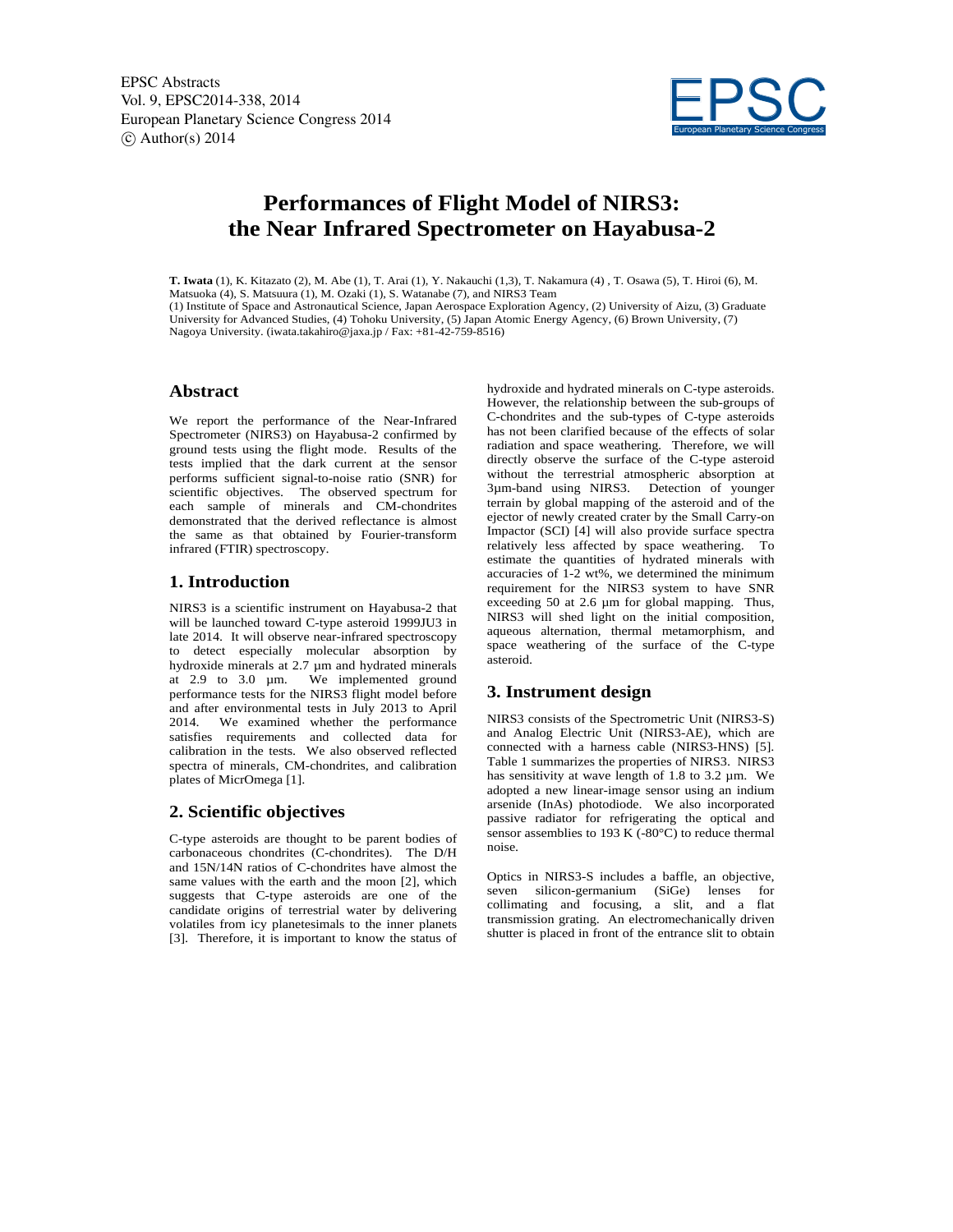EPSC Abstracts
Vol. 9, EPSC2014-338, 2014
European Planetary Science Congress 2014
© Author(s) 2014

# Performances of Flight Model of NIRS3: the Near Infrared Spectrometer on Hayabusa-2

**T. Iwata** (1), K. Kitazato (2), M. Abe (1), T. Arai (1), Y. Nakauchi (1,3), T. Nakamura (4) , T. Osawa (5), T. Hiroi (6), M. Matsuoka (4), S. Matsuura (1), M. Ozaki (1), S. Watanabe (7), and NIRS3 Team
(1) Institute of Space and Astronautical Science, Japan Aerospace Exploration Agency, (2) University of Aizu, (3) Graduate University for Advanced Studies, (4) Tohoku University, (5) Japan Atomic Energy Agency, (6) Brown University, (7) Nagoya University. (iwata.takahiro@jaxa.jp / Fax: +81-42-759-8516)

## Abstract

We report the performance of the Near-Infrared Spectrometer (NIRS3) on Hayabusa-2 confirmed by ground tests using the flight mode. Results of the tests implied that the dark current at the sensor performs sufficient signal-to-noise ratio (SNR) for scientific objectives. The observed spectrum for each sample of minerals and CM-chondrites demonstrated that the derived reflectance is almost the same as that obtained by Fourier-transform infrared (FTIR) spectroscopy.

## 1. Introduction

NIRS3 is a scientific instrument on Hayabusa-2 that will be launched toward C-type asteroid 1999JU3 in late 2014. It will observe near-infrared spectroscopy to detect especially molecular absorption by hydroxide minerals at 2.7 µm and hydrated minerals at 2.9 to 3.0 µm. We implemented ground performance tests for the NIRS3 flight model before and after environmental tests in July 2013 to April 2014. We examined whether the performance satisfies requirements and collected data for calibration in the tests. We also observed reflected spectra of minerals, CM-chondrites, and calibration plates of MicrOmega [1].

## 2. Scientific objectives

C-type asteroids are thought to be parent bodies of carbonaceous chondrites (C-chondrites). The D/H and 15N/14N ratios of C-chondrites have almost the same values with the earth and the moon [2], which suggests that C-type asteroids are one of the candidate origins of terrestrial water by delivering volatiles from icy planetesimals to the inner planets [3]. Therefore, it is important to know the status of hydroxide and hydrated minerals on C-type asteroids. However, the relationship between the sub-groups of C-chondrites and the sub-types of C-type asteroids has not been clarified because of the effects of solar radiation and space weathering. Therefore, we will directly observe the surface of the C-type asteroid without the terrestrial atmospheric absorption at 3µm-band using NIRS3. Detection of younger terrain by global mapping of the asteroid and of the ejector of newly created crater by the Small Carry-on Impactor (SCI) [4] will also provide surface spectra relatively less affected by space weathering. To estimate the quantities of hydrated minerals with accuracies of 1-2 wt%, we determined the minimum requirement for the NIRS3 system to have SNR exceeding 50 at 2.6 µm for global mapping. Thus, NIRS3 will shed light on the initial composition, aqueous alternation, thermal metamorphism, and space weathering of the surface of the C-type asteroid.

## 3. Instrument design

NIRS3 consists of the Spectrometric Unit (NIRS3-S) and Analog Electric Unit (NIRS3-AE), which are connected with a harness cable (NIRS3-HNS) [5]. Table 1 summarizes the properties of NIRS3. NIRS3 has sensitivity at wave length of 1.8 to 3.2 µm. We adopted a new linear-image sensor using an indium arsenide (InAs) photodiode. We also incorporated passive radiator for refrigerating the optical and sensor assemblies to 193 K (-80°C) to reduce thermal noise.

Optics in NIRS3-S includes a baffle, an objective, seven silicon-germanium (SiGe) lenses for collimating and focusing, a slit, and a flat transmission grating. An electromechanically driven shutter is placed in front of the entrance slit to obtain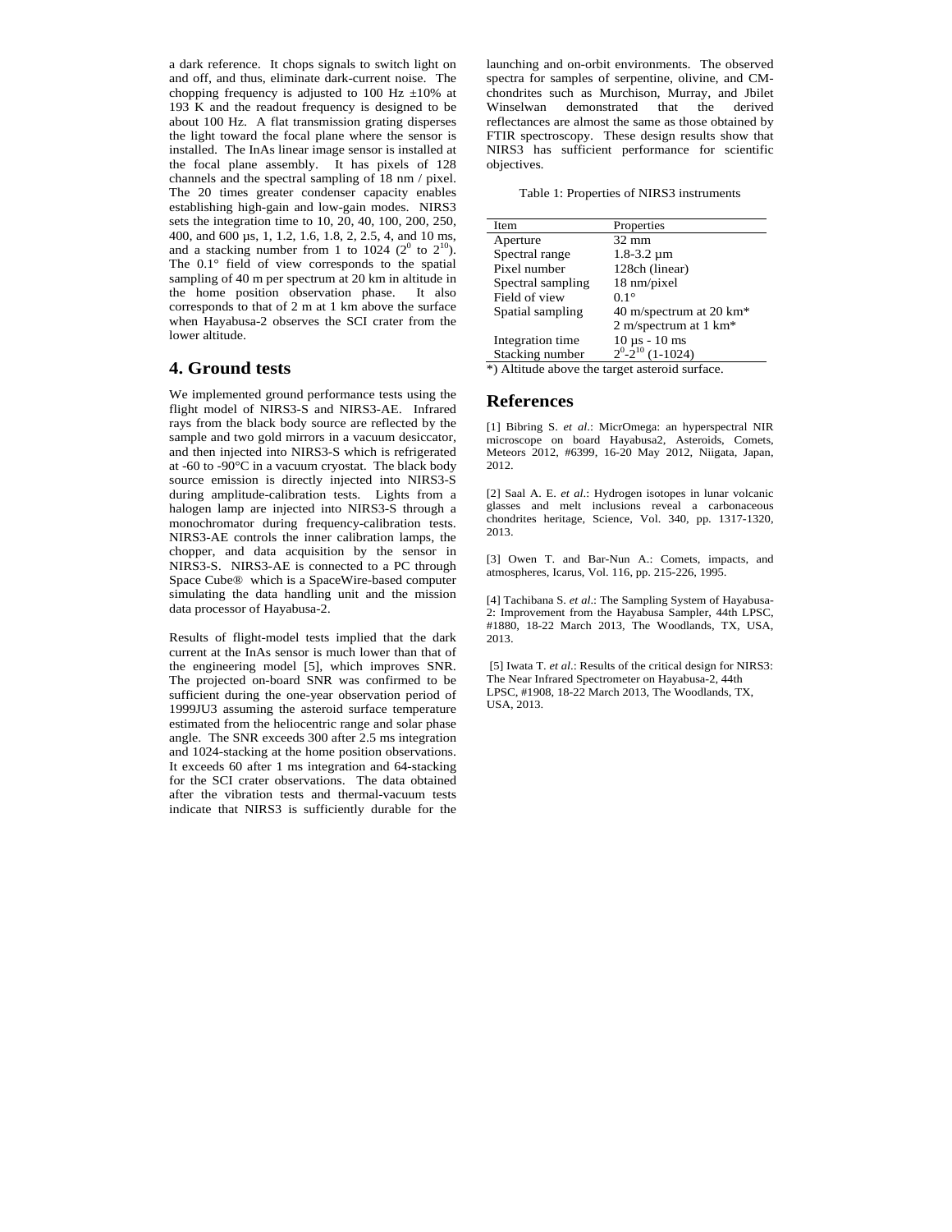a dark reference. It chops signals to switch light on and off, and thus, eliminate dark-current noise. The chopping frequency is adjusted to 100 Hz ±10% at 193 K and the readout frequency is designed to be about 100 Hz. A flat transmission grating disperses the light toward the focal plane where the sensor is installed. The InAs linear image sensor is installed at the focal plane assembly. It has pixels of 128 channels and the spectral sampling of 18 nm / pixel. The 20 times greater condenser capacity enables establishing high-gain and low-gain modes. NIRS3 sets the integration time to 10, 20, 40, 100, 200, 250, 400, and 600 μs, 1, 1.2, 1.6, 1.8, 2, 2.5, 4, and 10 ms, and a stacking number from 1 to 1024 ($2^0$ to $2^{10}$). The 0.1° field of view corresponds to the spatial sampling of 40 m per spectrum at 20 km in altitude in the home position observation phase. It also corresponds to that of 2 m at 1 km above the surface when Hayabusa-2 observes the SCI crater from the lower altitude.

## 4. Ground tests

We implemented ground performance tests using the flight model of NIRS3-S and NIRS3-AE. Infrared rays from the black body source are reflected by the sample and two gold mirrors in a vacuum desiccator, and then injected into NIRS3-S which is refrigerated at -60 to -90°C in a vacuum cryostat. The black body source emission is directly injected into NIRS3-S during amplitude-calibration tests. Lights from a halogen lamp are injected into NIRS3-S through a monochromator during frequency-calibration tests. NIRS3-AE controls the inner calibration lamps, the chopper, and data acquisition by the sensor in NIRS3-S. NIRS3-AE is connected to a PC through Space Cube® which is a SpaceWire-based computer simulating the data handling unit and the mission data processor of Hayabusa-2.

Results of flight-model tests implied that the dark current at the InAs sensor is much lower than that of the engineering model [5], which improves SNR. The projected on-board SNR was confirmed to be sufficient during the one-year observation period of 1999JU3 assuming the asteroid surface temperature estimated from the heliocentric range and solar phase angle. The SNR exceeds 300 after 2.5 ms integration and 1024-stacking at the home position observations. It exceeds 60 after 1 ms integration and 64-stacking for the SCI crater observations. The data obtained after the vibration tests and thermal-vacuum tests indicate that NIRS3 is sufficiently durable for the launching and on-orbit environments. The observed spectra for samples of serpentine, olivine, and CM-chondrites such as Murchison, Murray, and Jbilet Winselwan demonstrated that the derived reflectances are almost the same as those obtained by FTIR spectroscopy. These design results show that NIRS3 has sufficient performance for scientific objectives.

Table 1: Properties of NIRS3 instruments

| Item | Properties |
| --- | --- |
| Aperture | 32 mm |
| Spectral range | 1.8-3.2 μm |
| Pixel number | 128ch (linear) |
| Spectral sampling | 18 nm/pixel |
| Field of view | 0.1° |
| Spatial sampling | 40 m/spectrum at 20 km*<br>2 m/spectrum at 1 km* |
| Integration time | 10 μs - 10 ms |
| Stacking number | $2^0$-$2^{10}$ (1-1024) |

*) Altitude above the target asteroid surface.

## References

[1] Bibring S. *et al.*: MicrOmega: an hyperspectral NIR microscope on board Hayabusa2, Asteroids, Comets, Meteors 2012, #6399, 16-20 May 2012, Niigata, Japan, 2012.

[2] Saal A. E. *et al.*: Hydrogen isotopes in lunar volcanic glasses and melt inclusions reveal a carbonaceous chondrites heritage, Science, Vol. 340, pp. 1317-1320, 2013.

[3] Owen T. and Bar-Nun A.: Comets, impacts, and atmospheres, Icarus, Vol. 116, pp. 215-226, 1995.

[4] Tachibana S. *et al.*: The Sampling System of Hayabusa-2: Improvement from the Hayabusa Sampler, 44th LPSC, #1880, 18-22 March 2013, The Woodlands, TX, USA, 2013.

[5] Iwata T. *et al.*: Results of the critical design for NIRS3: The Near Infrared Spectrometer on Hayabusa-2, 44th LPSC, #1908, 18-22 March 2013, The Woodlands, TX, USA, 2013.